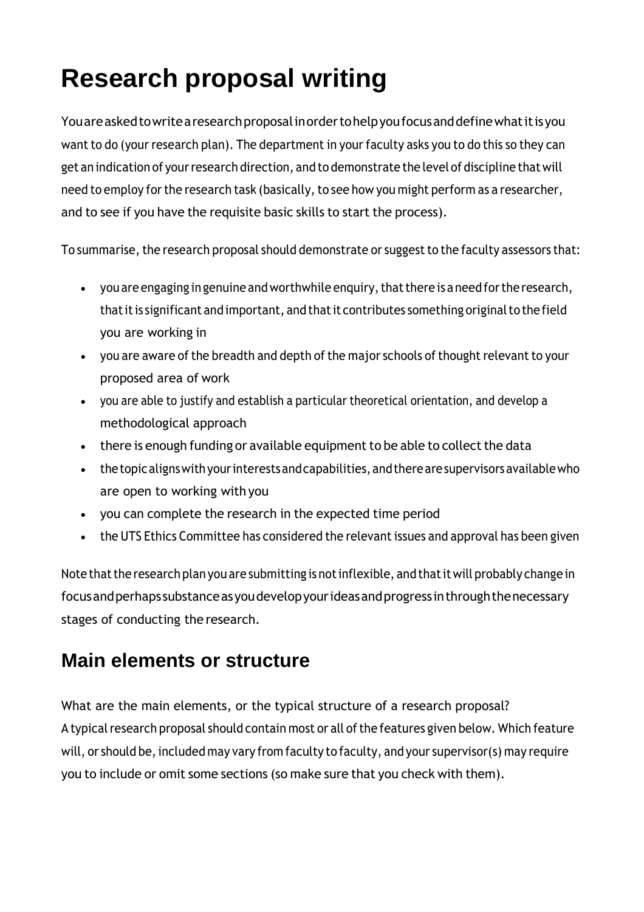# Research proposal writing

You are asked to write a research proposal in order to help you focus and define what it is you want to do (your research plan). The department in your faculty asks you to do this so they can get an indication of your research direction, and to demonstrate the level of discipline that will need to employ for the research task (basically, to see how you might perform as a researcher, and to see if you have the requisite basic skills to start the process).

To summarise, the research proposal should demonstrate or suggest to the faculty assessors that:

- you are engaging in genuine and worthwhile enquiry, that there is a need for the research, that it is significant and important, and that it contributes something original to the field you are working in
- you are aware of the breadth and depth of the major schools of thought relevant to your proposed area of work
- you are able to justify and establish a particular theoretical orientation, and develop a methodological approach
- there is enough funding or available equipment to be able to collect the data
- the topic aligns with your interests and capabilities, and there are supervisors available who are open to working with you
- you can complete the research in the expected time period
- the UTS Ethics Committee has considered the relevant issues and approval has been given

Note that the research plan you are submitting is not inflexible, and that it will probably change in focus and perhaps substance as you develop your ideas and progress in through the necessary stages of conducting the research.

## Main elements or structure

What are the main elements, or the typical structure of a research proposal?
A typical research proposal should contain most or all of the features given below. Which feature will, or should be, included may vary from faculty to faculty, and your supervisor(s) may require you to include or omit some sections (so make sure that you check with them).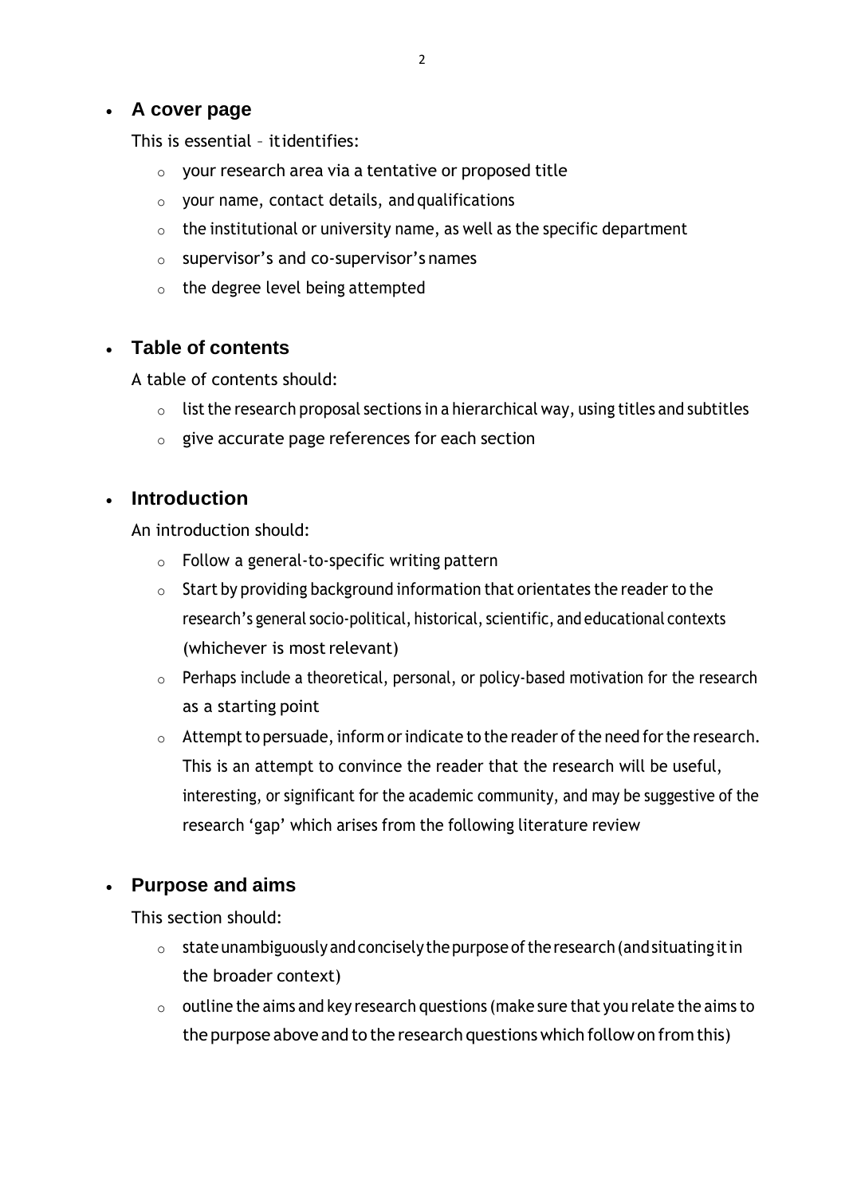- **A cover page**

  This is essential – it identifies:

  - your research area via a tentative or proposed title
  - your name, contact details, and qualifications
  - the institutional or university name, as well as the specific department
  - supervisor's and co-supervisor's names
  - the degree level being attempted

- **Table of contents**

  A table of contents should:

  - list the research proposal sections in a hierarchical way, using titles and subtitles
  - give accurate page references for each section

- **Introduction**

  An introduction should:

  - Follow a general-to-specific writing pattern
  - Start by providing background information that orientates the reader to the research's general socio-political, historical, scientific, and educational contexts (whichever is most relevant)
  - Perhaps include a theoretical, personal, or policy-based motivation for the research as a starting point
  - Attempt to persuade, inform or indicate to the reader of the need for the research. This is an attempt to convince the reader that the research will be useful, interesting, or significant for the academic community, and may be suggestive of the research 'gap' which arises from the following literature review

- **Purpose and aims**

  This section should:

  - state unambiguously and concisely the purpose of the research (and situating it in the broader context)
  - outline the aims and key research questions (make sure that you relate the aims to the purpose above and to the research questions which follow on from this)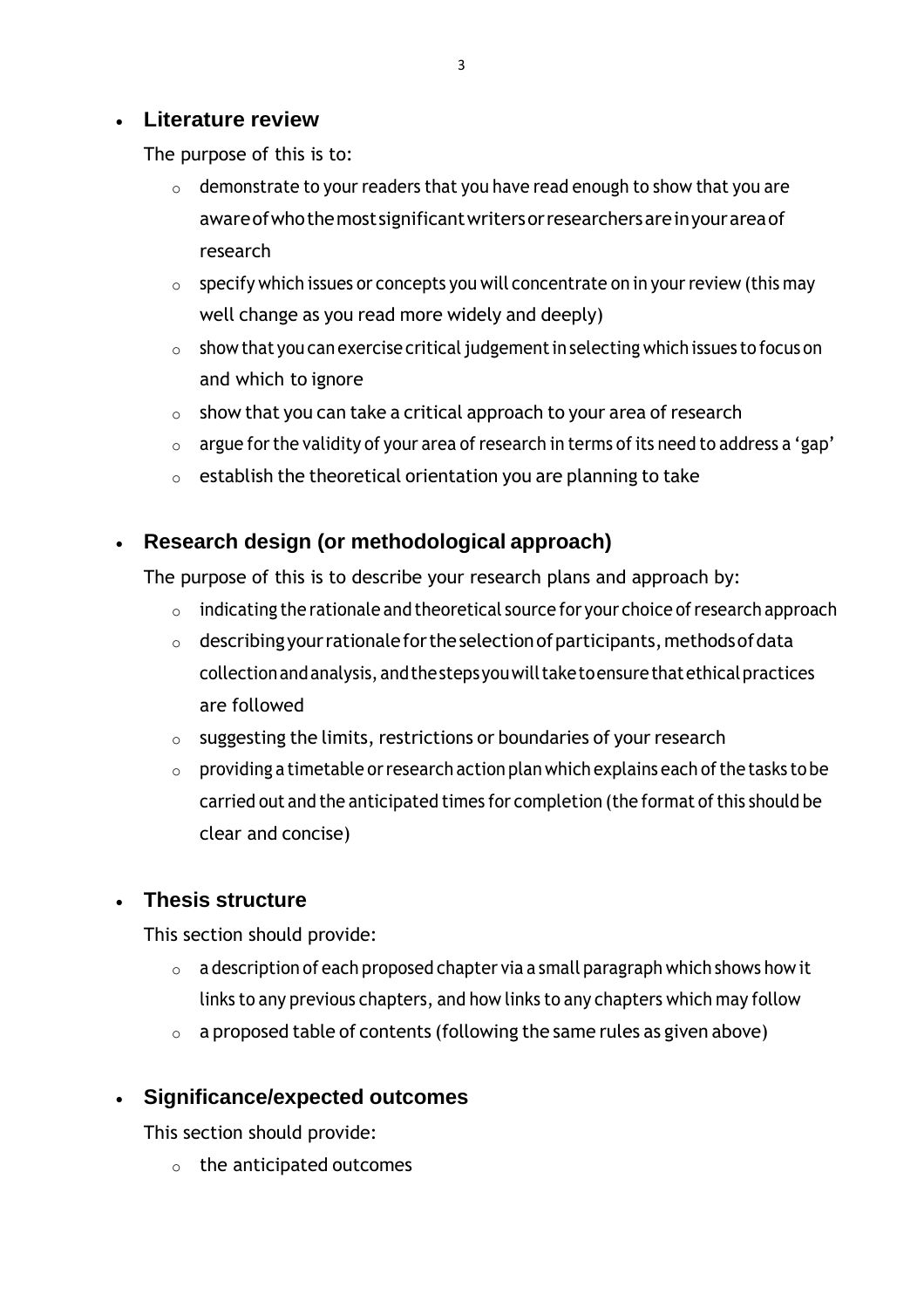- **Literature review**

  The purpose of this is to:

  - demonstrate to your readers that you have read enough to show that you are aware of who the most significant writers or researchers are in your area of research
  - specify which issues or concepts you will concentrate on in your review (this may well change as you read more widely and deeply)
  - show that you can exercise critical judgement in selecting which issues to focus on and which to ignore
  - show that you can take a critical approach to your area of research
  - argue for the validity of your area of research in terms of its need to address a 'gap'
  - establish the theoretical orientation you are planning to take

- **Research design (or methodological approach)**

  The purpose of this is to describe your research plans and approach by:

  - indicating the rationale and theoretical source for your choice of research approach
  - describing your rationale for the selection of participants, methods of data collection and analysis, and the steps you will take to ensure that ethical practices are followed
  - suggesting the limits, restrictions or boundaries of your research
  - providing a timetable or research action plan which explains each of the tasks to be carried out and the anticipated times for completion (the format of this should be clear and concise)

- **Thesis structure**

  This section should provide:

  - a description of each proposed chapter via a small paragraph which shows how it links to any previous chapters, and how links to any chapters which may follow
  - a proposed table of contents (following the same rules as given above)

- **Significance/expected outcomes**

  This section should provide:

  - the anticipated outcomes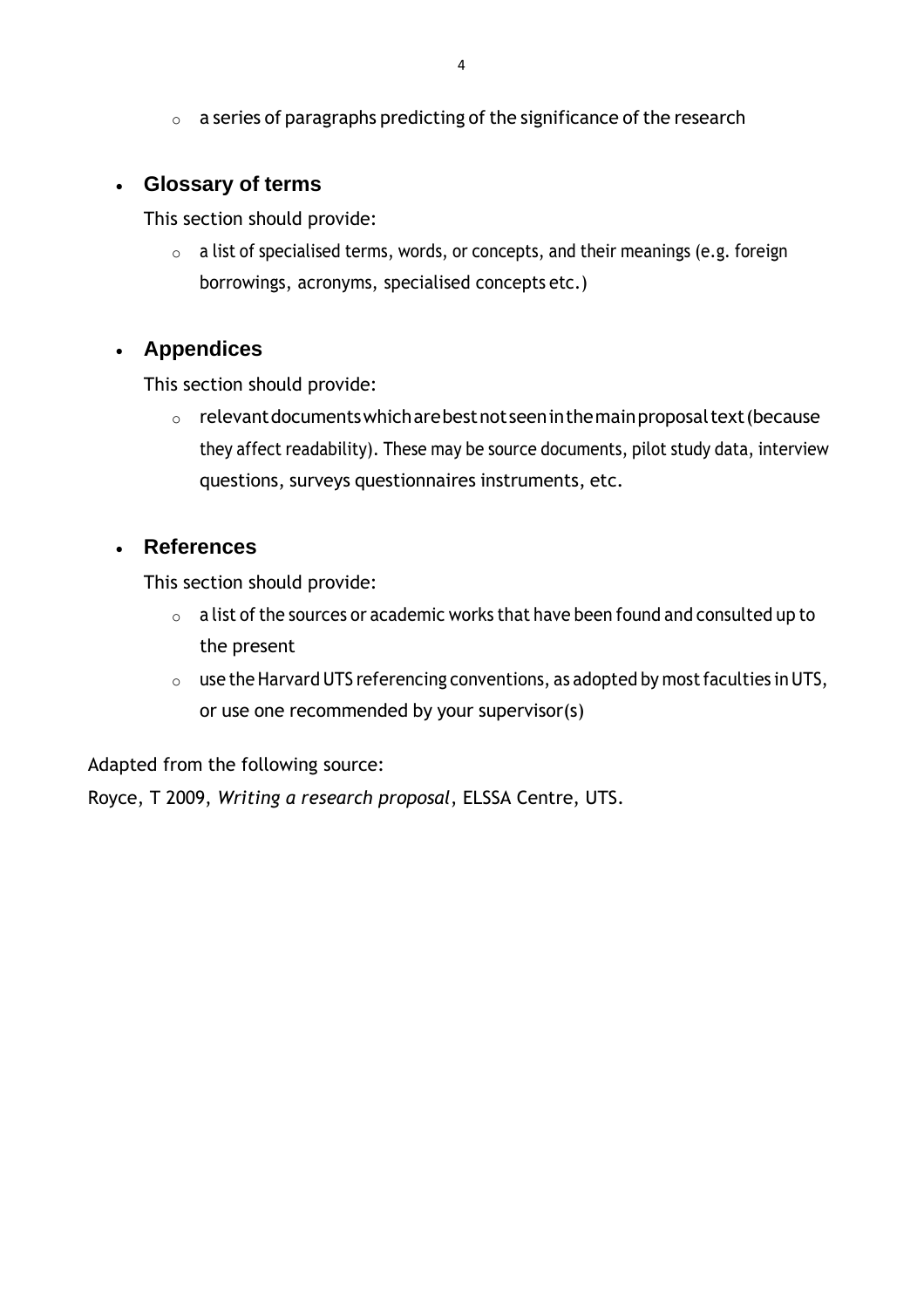- a series of paragraphs predicting of the significance of the research

- **Glossary of terms**

  This section should provide:

  - a list of specialised terms, words, or concepts, and their meanings (e.g. foreign borrowings, acronyms, specialised concepts etc.)

- **Appendices**

  This section should provide:

  - relevant documents which are best not seen in the main proposal text (because they affect readability). These may be source documents, pilot study data, interview questions, surveys questionnaires instruments, etc.

- **References**

  This section should provide:

  - a list of the sources or academic works that have been found and consulted up to the present
  - use the Harvard UTS referencing conventions, as adopted by most faculties in UTS, or use one recommended by your supervisor(s)

Adapted from the following source:

Royce, T 2009, *Writing a research proposal*, ELSSA Centre, UTS.